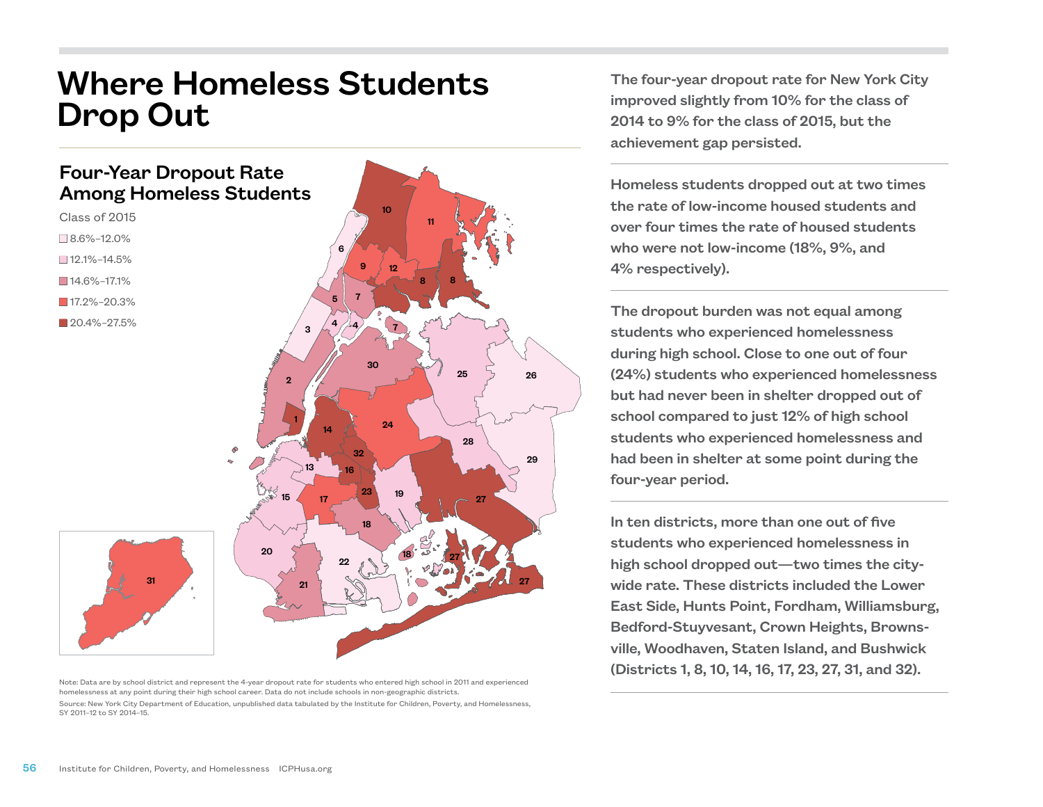# Where Homeless Students Drop Out

## Four-Year Dropout Rate Among Homeless Students

Class of 2015

- 8.6%–12.0%
- 12.1%–14.5%
- 14.6%–17.1%
- 17.2%–20.3%
- 20.4%–27.5%

Note: Data are by school district and represent the 4-year dropout rate for students who entered high school in 2011 and experienced homelessness at any point during their high school career. Data do not include schools in non-geographic districts.

Source: New York City Department of Education, unpublished data tabulated by the Institute for Children, Poverty, and Homelessness, SY 2011–12 to SY 2014–15.

**The four-year dropout rate for New York City improved slightly from 10% for the class of 2014 to 9% for the class of 2015, but the achievement gap persisted.**

**Homeless students dropped out at two times the rate of low-income housed students and over four times the rate of housed students who were not low-income (18%, 9%, and 4% respectively).**

**The dropout burden was not equal among students who experienced homelessness during high school. Close to one out of four (24%) students who experienced homelessness but had never been in shelter dropped out of school compared to just 12% of high school students who experienced homelessness and had been in shelter at some point during the four-year period.**

**In ten districts, more than one out of five students who experienced homelessness in high school dropped out—two times the city-wide rate. These districts included the Lower East Side, Hunts Point, Fordham, Williamsburg, Bedford-Stuyvesant, Crown Heights, Brownsville, Woodhaven, Staten Island, and Bushwick (Districts 1, 8, 10, 14, 16, 17, 23, 27, 31, and 32).**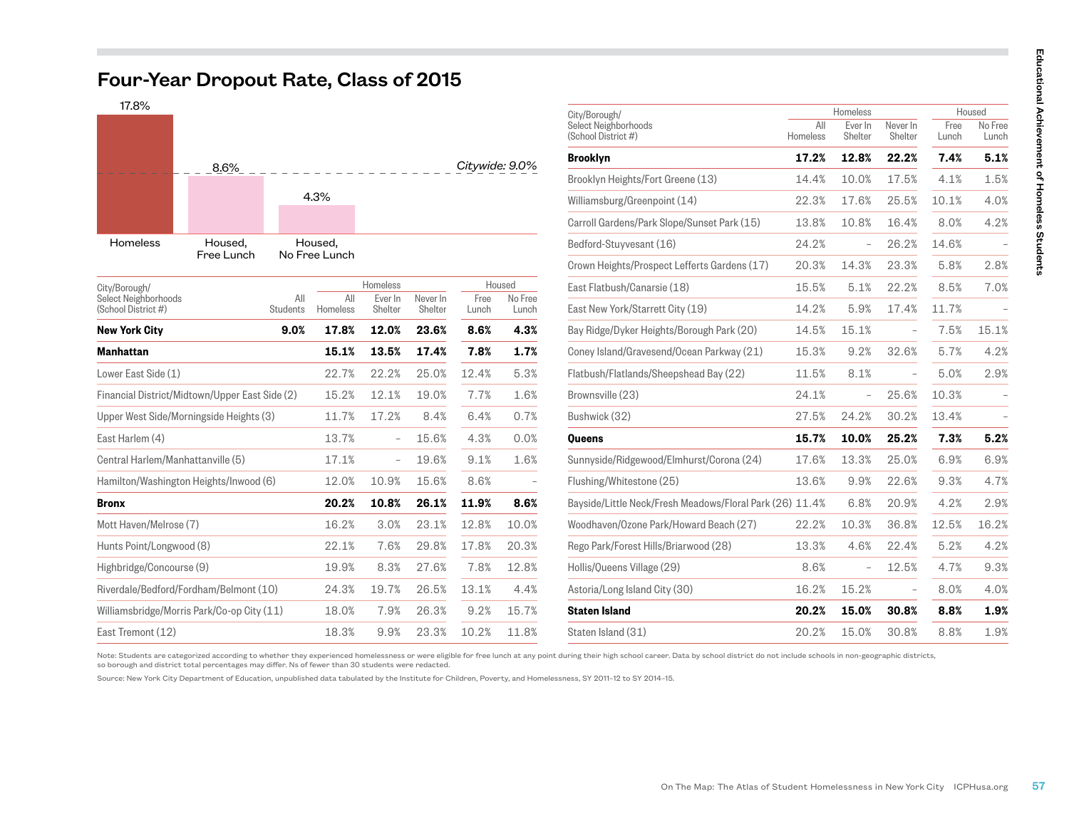## Four-Year Dropout Rate, Class of 2015

17.8%
Homeless

8.6%
Housed, Free Lunch

4.3%
Housed, No Free Lunch

Citywide: 9.0%

| City/Borough/ Select Neighborhoods (School District #) | All Students | Homeless | | | Housed | |
|---|---|---|---|---|---|---|
| | | All Homeless | Ever In Shelter | Never In Shelter | Free Lunch | No Free Lunch |
| **New York City** | **9.0%** | **17.8%** | **12.0%** | **23.6%** | **8.6%** | **4.3%** |
| **Manhattan** | | **15.1%** | **13.5%** | **17.4%** | **7.8%** | **1.7%** |
| Lower East Side (1) | | 22.7% | 22.2% | 25.0% | 12.4% | 5.3% |
| Financial District/Midtown/Upper East Side (2) | | 15.2% | 12.1% | 19.0% | 7.7% | 1.6% |
| Upper West Side/Morningside Heights (3) | | 11.7% | 17.2% | 8.4% | 6.4% | 0.7% |
| East Harlem (4) | | 13.7% | – | 15.6% | 4.3% | 0.0% |
| Central Harlem/Manhattanville (5) | | 17.1% | – | 19.6% | 9.1% | 1.6% |
| Hamilton/Washington Heights/Inwood (6) | | 12.0% | 10.9% | 15.6% | 8.6% | – |
| **Bronx** | | **20.2%** | **10.8%** | **26.1%** | **11.9%** | **8.6%** |
| Mott Haven/Melrose (7) | | 16.2% | 3.0% | 23.1% | 12.8% | 10.0% |
| Hunts Point/Longwood (8) | | 22.1% | 7.6% | 29.8% | 17.8% | 20.3% |
| Highbridge/Concourse (9) | | 19.9% | 8.3% | 27.6% | 7.8% | 12.8% |
| Riverdale/Bedford/Fordham/Belmont (10) | | 24.3% | 19.7% | 26.5% | 13.1% | 4.4% |
| Williamsbridge/Morris Park/Co-op City (11) | | 18.0% | 7.9% | 26.3% | 9.2% | 15.7% |
| East Tremont (12) | | 18.3% | 9.9% | 23.3% | 10.2% | 11.8% |

| City/Borough/ Select Neighborhoods (School District #) | Homeless | | | Housed | |
|---|---|---|---|---|---|
| | All Homeless | Ever In Shelter | Never In Shelter | Free Lunch | No Free Lunch |
| **Brooklyn** | **17.2%** | **12.8%** | **22.2%** | **7.4%** | **5.1%** |
| Brooklyn Heights/Fort Greene (13) | 14.4% | 10.0% | 17.5% | 4.1% | 1.5% |
| Williamsburg/Greenpoint (14) | 22.3% | 17.6% | 25.5% | 10.1% | 4.0% |
| Carroll Gardens/Park Slope/Sunset Park (15) | 13.8% | 10.8% | 16.4% | 8.0% | 4.2% |
| Bedford-Stuyvesant (16) | 24.2% | – | 26.2% | 14.6% | – |
| Crown Heights/Prospect Lefferts Gardens (17) | 20.3% | 14.3% | 23.3% | 5.8% | 2.8% |
| East Flatbush/Canarsie (18) | 15.5% | 5.1% | 22.2% | 8.5% | 7.0% |
| East New York/Starrett City (19) | 14.2% | 5.9% | 17.4% | 11.7% | – |
| Bay Ridge/Dyker Heights/Borough Park (20) | 14.5% | 15.1% | – | 7.5% | 15.1% |
| Coney Island/Gravesend/Ocean Parkway (21) | 15.3% | 9.2% | 32.6% | 5.7% | 4.2% |
| Flatbush/Flatlands/Sheepshead Bay (22) | 11.5% | 8.1% | – | 5.0% | 2.9% |
| Brownsville (23) | 24.1% | – | 25.6% | 10.3% | – |
| Bushwick (32) | 27.5% | 24.2% | 30.2% | 13.4% | – |
| **Queens** | **15.7%** | **10.0%** | **25.2%** | **7.3%** | **5.2%** |
| Sunnyside/Ridgewood/Elmhurst/Corona (24) | 17.6% | 13.3% | 25.0% | 6.9% | 6.9% |
| Flushing/Whitestone (25) | 13.6% | 9.9% | 22.6% | 9.3% | 4.7% |
| Bayside/Little Neck/Fresh Meadows/Floral Park (26) | 11.4% | 6.8% | 20.9% | 4.2% | 2.9% |
| Woodhaven/Ozone Park/Howard Beach (27) | 22.2% | 10.3% | 36.8% | 12.5% | 16.2% |
| Rego Park/Forest Hills/Briarwood (28) | 13.3% | 4.6% | 22.4% | 5.2% | 4.2% |
| Hollis/Queens Village (29) | 8.6% | – | 12.5% | 4.7% | 9.3% |
| Astoria/Long Island City (30) | 16.2% | 15.2% | – | 8.0% | 4.0% |
| **Staten Island** | **20.2%** | **15.0%** | **30.8%** | **8.8%** | **1.9%** |
| Staten Island (31) | 20.2% | 15.0% | 30.8% | 8.8% | 1.9% |

Note: Students are categorized according to whether they experienced homelessness or were eligible for free lunch at any point during their high school career. Data by school district do not include schools in non-geographic districts, so borough and district total percentages may differ. Ns of fewer than 30 students were redacted.

Source: New York City Department of Education, unpublished data tabulated by the Institute for Children, Poverty, and Homelessness, SY 2011–12 to SY 2014–15.